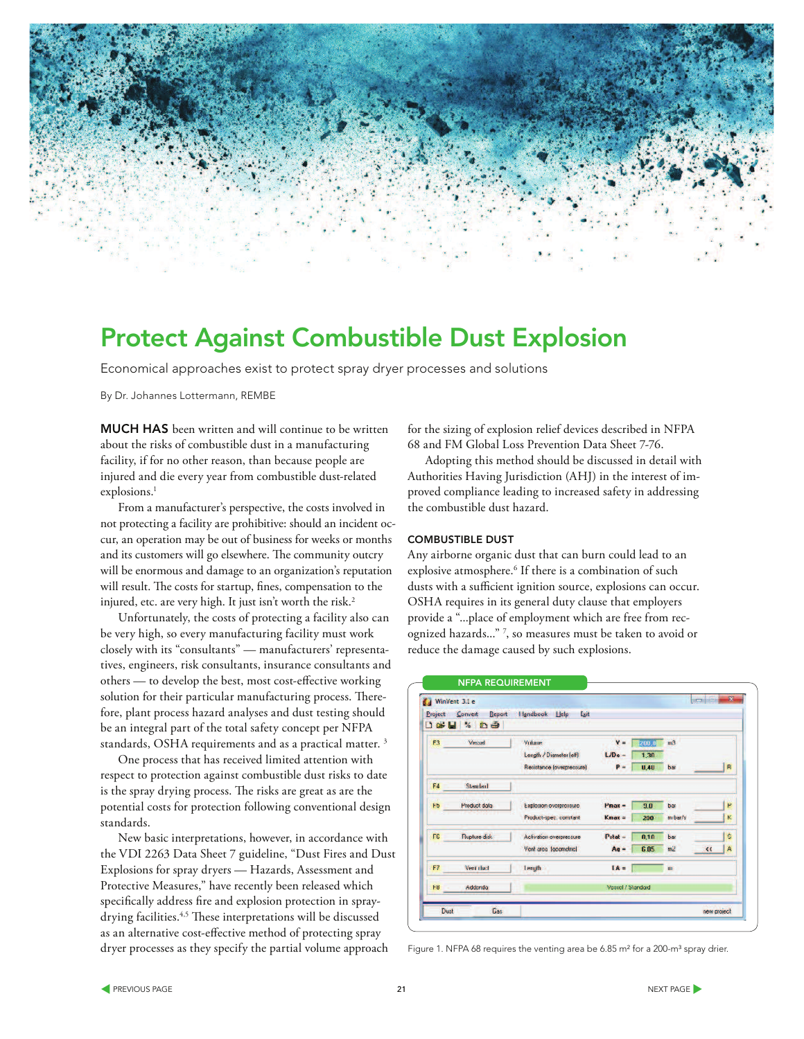# Protect Against Combustible Dust Explosion

Economical approaches exist to protect spray dryer processes and solutions

By Dr. Johannes Lottermann, REMBE

**MUCH HAS** been written and will continue to be written about the risks of combustible dust in a manufacturing facility, if for no other reason, than because people are injured and die every year from combustible dust-related explosions.[1]

From a manufacturer's perspective, the costs involved in not protecting a facility are prohibitive: should an incident occur, an operation may be out of business for weeks or months and its customers will go elsewhere. The community outcry will be enormous and damage to an organization's reputation will result. The costs for startup, fines, compensation to the injured, etc. are very high. It just isn't worth the risk.[2]

Unfortunately, the costs of protecting a facility also can be very high, so every manufacturing facility must work closely with its "consultants" — manufacturers' representatives, engineers, risk consultants, insurance consultants and others — to develop the best, most cost-effective working solution for their particular manufacturing process. Therefore, plant process hazard analyses and dust testing should be an integral part of the total safety concept per NFPA standards, OSHA requirements and as a practical matter. [3]

One process that has received limited attention with respect to protection against combustible dust risks to date is the spray drying process. The risks are great as are the potential costs for protection following conventional design standards.

New basic interpretations, however, in accordance with the VDI 2263 Data Sheet 7 guideline, "Dust Fires and Dust Explosions for spray dryers — Hazards, Assessment and Protective Measures," have recently been released which specifically address fire and explosion protection in spray-drying facilities.[4,5] These interpretations will be discussed as an alternative cost-effective method of protecting spray dryer processes as they specify the partial volume approach for the sizing of explosion relief devices described in NFPA 68 and FM Global Loss Prevention Data Sheet 7-76.

Adopting this method should be discussed in detail with Authorities Having Jurisdiction (AHJ) in the interest of improved compliance leading to increased safety in addressing the combustible dust hazard.

### COMBUSTIBLE DUST

Any airborne organic dust that can burn could lead to an explosive atmosphere.[6] If there is a combination of such dusts with a sufficient ignition source, explosions can occur. OSHA requires in its general duty clause that employers provide a "...place of employment which are free from recognized hazards..." [7], so measures must be taken to avoid or reduce the damage caused by such explosions.

**NFPA REQUIREMENT**

WinVent 3.1 e

| | | | | | |
|---|---|---|---|---|---|
| F3 | Vessel | Volume | V = | 200.0 | m3 |
| | | Length / Diameter (eff) | L/De = | 1.30 | |
| | | Resistance (overpressure) | P = | 0.40 | bar |
| F4 | Standard | | | | |
| F5 | Product data | Explosion overpressure | Pmax = | 9.0 | bar |
| | | Product-spec. constant | Kmax = | 200 | m·bar/s |
| F6 | Rupture disk | Activation overpressure | Pstat = | 0.10 | bar |
| | | Vent area (geometric) | Ag = | 6.85 | m2 |
| F7 | Vent duct | Length | lA = | | m |
| F8 | Addenda | Vessel / Standard | | | |

Figure 1. NFPA 68 requires the venting area be 6.85 m² for a 200-m³ spray drier.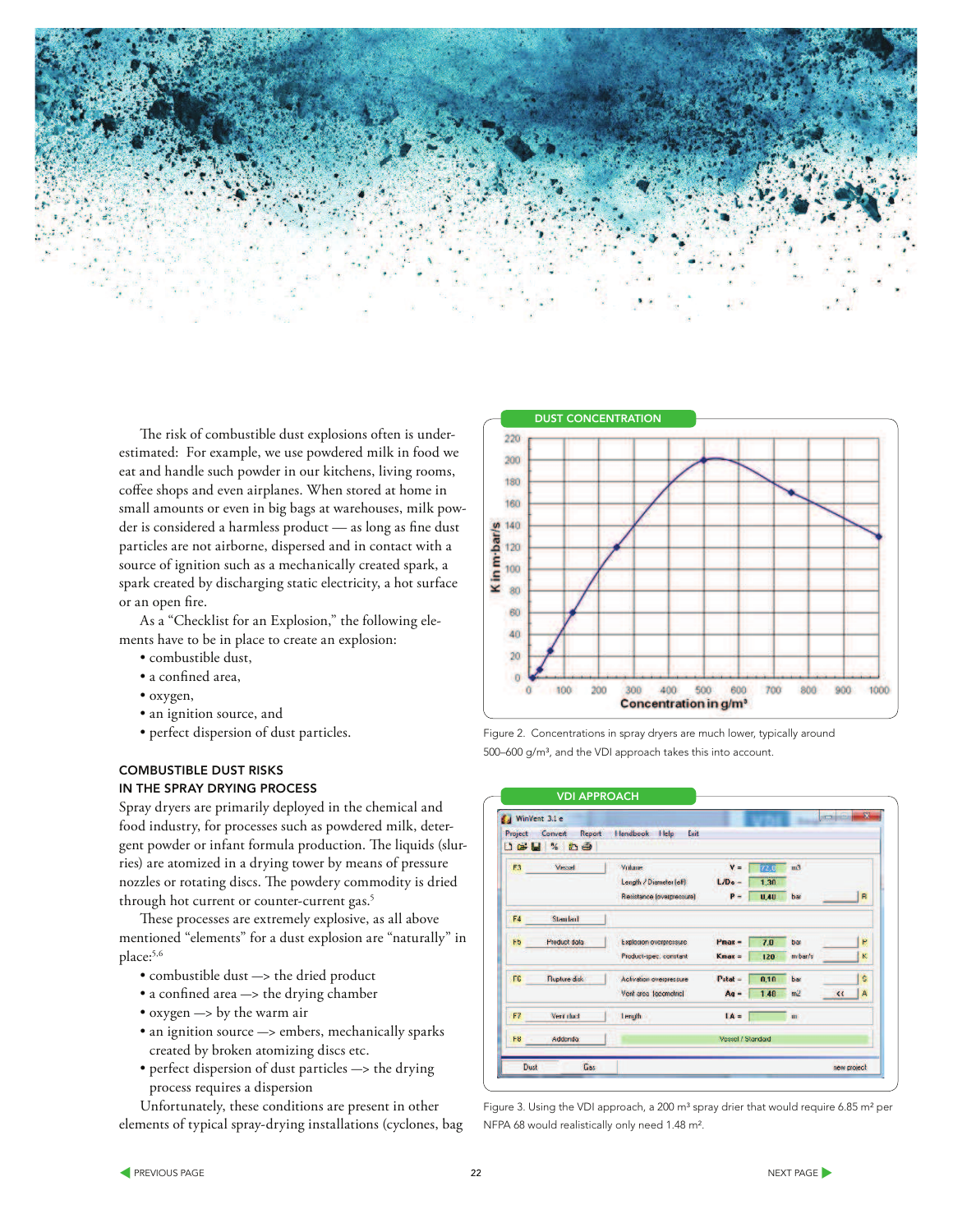The risk of combustible dust explosions often is underestimated: For example, we use powdered milk in food we eat and handle such powder in our kitchens, living rooms, coffee shops and even airplanes. When stored at home in small amounts or even in big bags at warehouses, milk powder is considered a harmless product — as long as fine dust particles are not airborne, dispersed and in contact with a source of ignition such as a mechanically created spark, a spark created by discharging static electricity, a hot surface or an open fire.

As a "Checklist for an Explosion," the following elements have to be in place to create an explosion:

- combustible dust,
- a confined area,
- oxygen,
- an ignition source, and
- perfect dispersion of dust particles.

## COMBUSTIBLE DUST RISKS IN THE SPRAY DRYING PROCESS

Spray dryers are primarily deployed in the chemical and food industry, for processes such as powdered milk, detergent powder or infant formula production. The liquids (slurries) are atomized in a drying tower by means of pressure nozzles or rotating discs. The powdery commodity is dried through hot current or counter-current gas.[5]

These processes are extremely explosive, as all above mentioned "elements" for a dust explosion are "naturally" in place:[5,6]

- combustible dust —> the dried product
- a confined area —> the drying chamber
- oxygen —> by the warm air
- an ignition source —> embers, mechanically sparks created by broken atomizing discs etc.
- perfect dispersion of dust particles —> the drying process requires a dispersion

Unfortunately, these conditions are present in other elements of typical spray-drying installations (cyclones, bag

**DUST CONCENTRATION**

Figure 2. Concentrations in spray dryers are much lower, typically around 500–600 g/m³, and the VDI approach takes this into account.

**VDI APPROACH**

Figure 3. Using the VDI approach, a 200 m³ spray drier that would require 6.85 m² per NFPA 68 would realistically only need 1.48 m².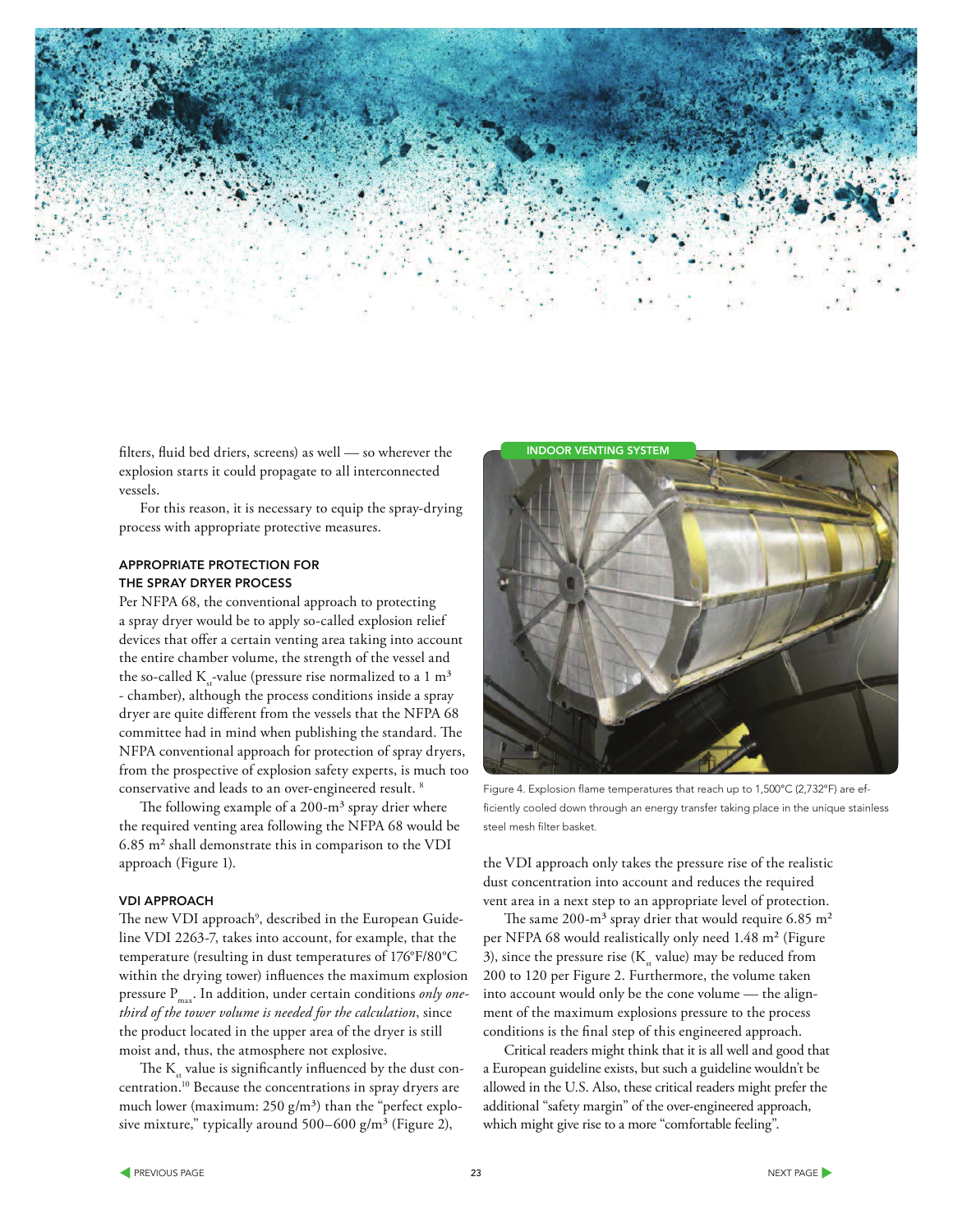filters, fluid bed driers, screens) as well — so wherever the explosion starts it could propagate to all interconnected vessels.

For this reason, it is necessary to equip the spray-drying process with appropriate protective measures.

### APPROPRIATE PROTECTION FOR THE SPRAY DRYER PROCESS

Per NFPA 68, the conventional approach to protecting a spray dryer would be to apply so-called explosion relief devices that offer a certain venting area taking into account the entire chamber volume, the strength of the vessel and the so-called $K_{st}$-value (pressure rise normalized to a 1 m³ - chamber), although the process conditions inside a spray dryer are quite different from the vessels that the NFPA 68 committee had in mind when publishing the standard. The NFPA conventional approach for protection of spray dryers, from the prospective of explosion safety experts, is much too conservative and leads to an over-engineered result. [8]

The following example of a 200-m³ spray drier where the required venting area following the NFPA 68 would be 6.85 m² shall demonstrate this in comparison to the VDI approach (Figure 1).

### VDI APPROACH

The new VDI approach[9], described in the European Guideline VDI 2263-7, takes into account, for example, that the temperature (resulting in dust temperatures of 176°F/80°C within the drying tower) influences the maximum explosion pressure $P_{max}$. In addition, under certain conditions *only one-third of the tower volume is needed for the calculation*, since the product located in the upper area of the dryer is still moist and, thus, the atmosphere not explosive.

The $K_{st}$ value is significantly influenced by the dust concentration.[10] Because the concentrations in spray dryers are much lower (maximum: 250 g/m³) than the "perfect explosive mixture," typically around 500–600 g/m³ (Figure 2), the VDI approach only takes the pressure rise of the realistic dust concentration into account and reduces the required vent area in a next step to an appropriate level of protection.

The same 200-m³ spray drier that would require 6.85 m² per NFPA 68 would realistically only need 1.48 m² (Figure 3), since the pressure rise ($K_{st}$ value) may be reduced from 200 to 120 per Figure 2. Furthermore, the volume taken into account would only be the cone volume — the alignment of the maximum explosions pressure to the process conditions is the final step of this engineered approach.

Critical readers might think that it is all well and good that a European guideline exists, but such a guideline wouldn't be allowed in the U.S. Also, these critical readers might prefer the additional "safety margin" of the over-engineered approach, which might give rise to a more "comfortable feeling".

INDOOR VENTING SYSTEM

Figure 4. Explosion flame temperatures that reach up to 1,500°C (2,732°F) are efficiently cooled down through an energy transfer taking place in the unique stainless steel mesh filter basket.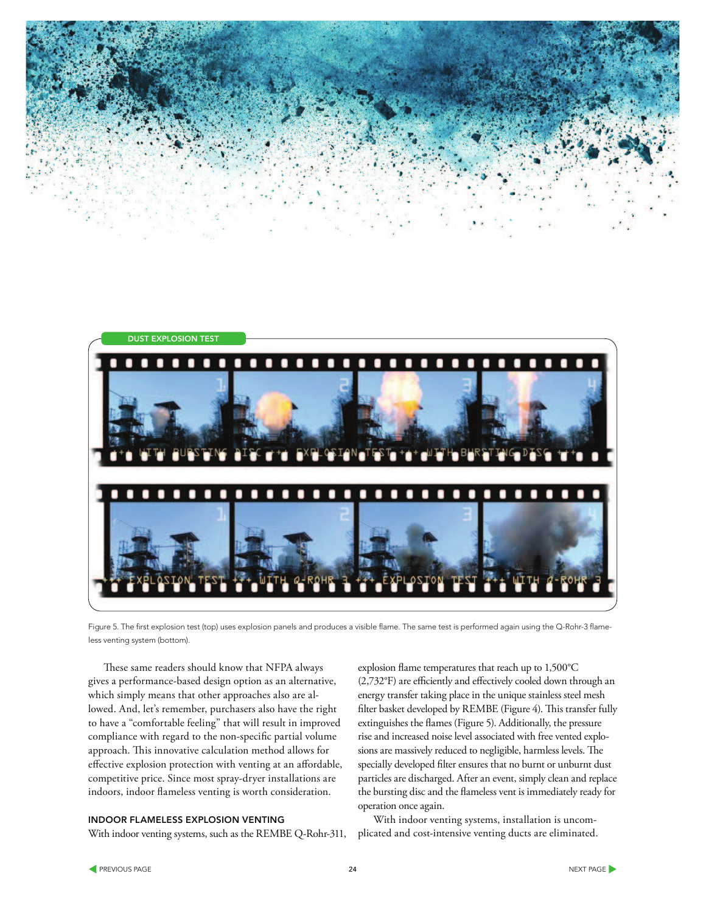DUST EXPLOSION TEST

Figure 5. The first explosion test (top) uses explosion panels and produces a visible flame. The same test is performed again using the Q-Rohr-3 flameless venting system (bottom).

These same readers should know that NFPA always gives a performance-based design option as an alternative, which simply means that other approaches also are allowed. And, let's remember, purchasers also have the right to have a "comfortable feeling" that will result in improved compliance with regard to the non-specific partial volume approach. This innovative calculation method allows for effective explosion protection with venting at an affordable, competitive price. Since most spray-dryer installations are indoors, indoor flameless venting is worth consideration.

## INDOOR FLAMELESS EXPLOSION VENTING

With indoor venting systems, such as the REMBE Q-Rohr-311, explosion flame temperatures that reach up to 1,500°C (2,732°F) are efficiently and effectively cooled down through an energy transfer taking place in the unique stainless steel mesh filter basket developed by REMBE (Figure 4). This transfer fully extinguishes the flames (Figure 5). Additionally, the pressure rise and increased noise level associated with free vented explosions are massively reduced to negligible, harmless levels. The specially developed filter ensures that no burnt or unburnt dust particles are discharged. After an event, simply clean and replace the bursting disc and the flameless vent is immediately ready for operation once again.

With indoor venting systems, installation is uncomplicated and cost-intensive venting ducts are eliminated.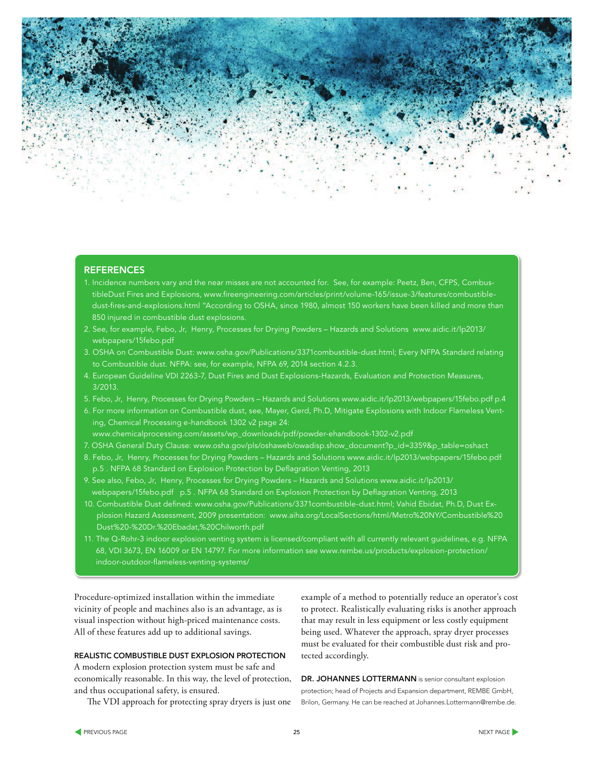## REFERENCES

1. Incidence numbers vary and the near misses are not accounted for. See, for example: Peetz, Ben, CFPS, CombustibleDust Fires and Explosions, www.fireengineering.com/articles/print/volume-165/issue-3/features/combustible-dust-fires-and-explosions.html "According to OSHA, since 1980, almost 150 workers have been killed and more than 850 injured in combustible dust explosions.
2. See, for example, Febo, Jr, Henry, Processes for Drying Powders – Hazards and Solutions www.aidic.it/lp2013/webpapers/15febo.pdf
3. OSHA on Combustible Dust: www.osha.gov/Publications/3371combustible-dust.html; Every NFPA Standard relating to Combustible dust. NFPA: see, for example, NFPA 69, 2014 section 4.2.3.
4. European Guideline VDI 2263-7, Dust Fires and Dust Explosions-Hazards, Evaluation and Protection Measures, 3/2013.
5. Febo, Jr, Henry, Processes for Drying Powders – Hazards and Solutions www.aidic.it/lp2013/webpapers/15febo.pdf p.4
6. For more information on Combustible dust, see, Mayer, Gerd, Ph.D, Mitigate Explosions with Indoor Flameless Venting, Chemical Processing e-handbook 1302 v2 page 24: www.chemicalprocessing.com/assets/wp_downloads/pdf/powder-ehandbook-1302-v2.pdf
7. OSHA General Duty Clause: www.osha.gov/pls/oshaweb/owadisp.show_document?p_id=3359&p_table=oshact
8. Febo, Jr, Henry, Processes for Drying Powders – Hazards and Solutions www.aidic.it/lp2013/webpapers/15febo.pdf p.5 . NFPA 68 Standard on Explosion Protection by Deflagration Venting, 2013
9. See also, Febo, Jr, Henry, Processes for Drying Powders – Hazards and Solutions www.aidic.it/lp2013/webpapers/15febo.pdf p.5 . NFPA 68 Standard on Explosion Protection by Deflagration Venting, 2013
10. Combustible Dust defined: www.osha.gov/Publications/3371combustible-dust.html; Vahid Ebidat, Ph.D, Dust Explosion Hazard Assessment, 2009 presentation: www.aiha.org/LocalSections/html/Metro%20NY/Combustible%20Dust%20-%20Dr.%20Ebadat,%20Chilworth.pdf
11. The Q-Rohr-3 indoor explosion venting system is licensed/compliant with all currently relevant guidelines, e.g. NFPA 68, VDI 3673, EN 16009 or EN 14797. For more information see www.rembe.us/products/explosion-protection/indoor-outdoor-flameless-venting-systems/

Procedure-optimized installation within the immediate vicinity of people and machines also is an advantage, as is visual inspection without high-priced maintenance costs. All of these features add up to additional savings.

### REALISTIC COMBUSTIBLE DUST EXPLOSION PROTECTION

A modern explosion protection system must be safe and economically reasonable. In this way, the level of protection, and thus occupational safety, is ensured.

The VDI approach for protecting spray dryers is just one example of a method to potentially reduce an operator's cost to protect. Realistically evaluating risks is another approach that may result in less equipment or less costly equipment being used. Whatever the approach, spray dryer processes must be evaluated for their combustible dust risk and protected accordingly.

**DR. JOHANNES LOTTERMANN** is senior consultant explosion protection; head of Projects and Expansion department, REMBE GmbH, Brilon, Germany. He can be reached at Johannes.Lottermann@rembe.de.